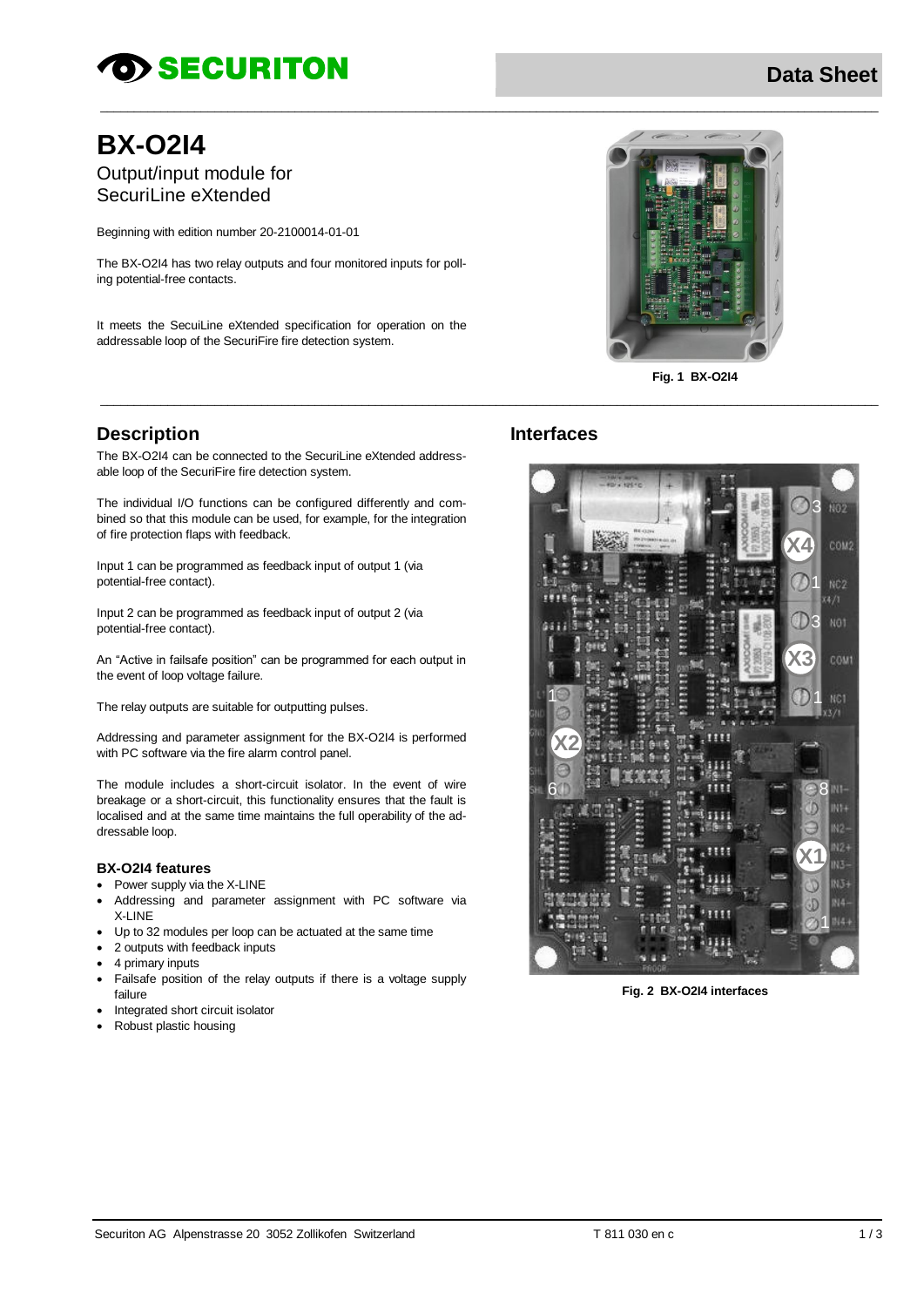Data Sheet

# BX-O2I4

Output/input module for SecuriLine eXtended

Beginning with edition number 20-2100014-01-01

The BX-O2I4 has two relay outputs and four monitored inputs for polling potential-free contacts.

It meets the SecuiLine eXtended specification for operation on the addressable loop of the SecuriFire fire detection system.

**Fig. 1 BX-O2I4**

## Description

The BX-O2I4 can be connected to the SecuriLine eXtended addressable loop of the SecuriFire fire detection system.

The individual I/O functions can be configured differently and combined so that this module can be used, for example, for the integration of fire protection flaps with feedback.

Input 1 can be programmed as feedback input of output 1 (via potential-free contact).

Input 2 can be programmed as feedback input of output 2 (via potential-free contact).

An "Active in failsafe position" can be programmed for each output in the event of loop voltage failure.

The relay outputs are suitable for outputting pulses.

Addressing and parameter assignment for the BX-O2I4 is performed with PC software via the fire alarm control panel.

The module includes a short-circuit isolator. In the event of wire breakage or a short-circuit, this functionality ensures that the fault is localised and at the same time maintains the full operability of the addressable loop.

### BX-O2I4 features

- Power supply via the X-LINE
- Addressing and parameter assignment with PC software via X-LINE
- Up to 32 modules per loop can be actuated at the same time
- 2 outputs with feedback inputs
- 4 primary inputs
- Failsafe position of the relay outputs if there is a voltage supply failure
- Integrated short circuit isolator
- Robust plastic housing

## Interfaces

**Fig. 2 BX-O2I4 interfaces**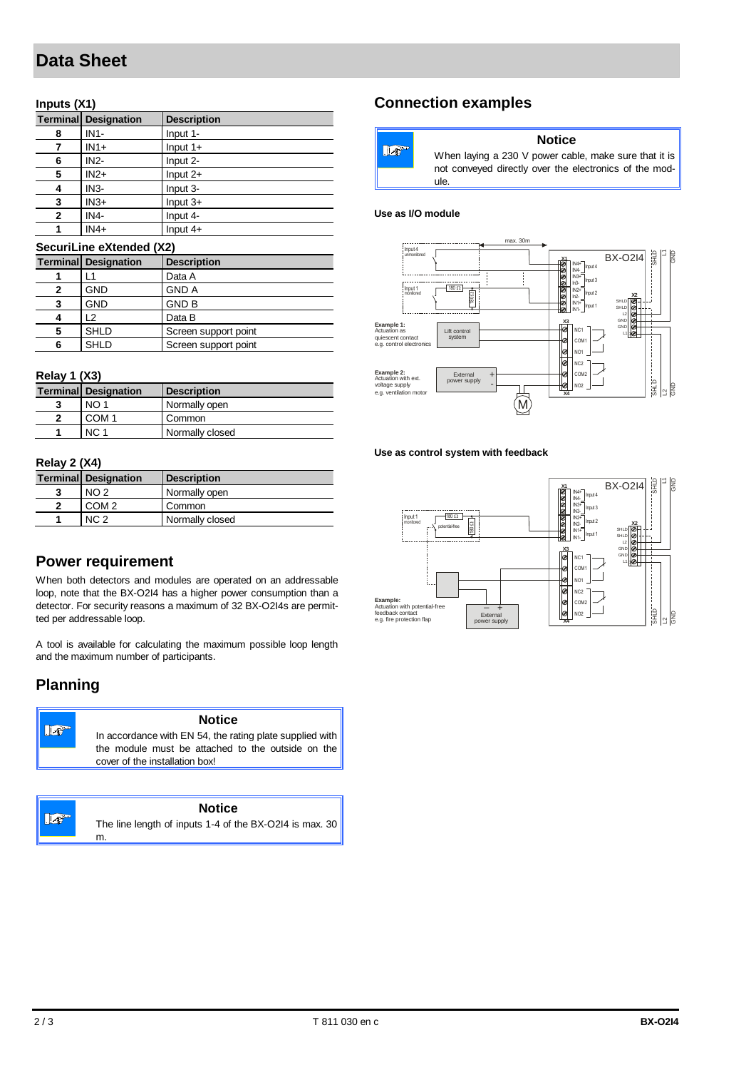# Data Sheet

### Inputs (X1)

| Terminal | Designation | Description |
|---|---|---|
| 8 | IN1- | Input 1- |
| 7 | IN1+ | Input 1+ |
| 6 | IN2- | Input 2- |
| 5 | IN2+ | Input 2+ |
| 4 | IN3- | Input 3- |
| 3 | IN3+ | Input 3+ |
| 2 | IN4- | Input 4- |
| 1 | IN4+ | Input 4+ |

### SecuriLine eXtended (X2)

| Terminal | Designation | Description |
|---|---|---|
| 1 | L1 | Data A |
| 2 | GND | GND A |
| 3 | GND | GND B |
| 4 | L2 | Data B |
| 5 | SHLD | Screen support point |
| 6 | SHLD | Screen support point |

### Relay 1 (X3)

| Terminal | Designation | Description |
|---|---|---|
| 3 | NO 1 | Normally open |
| 2 | COM 1 | Common |
| 1 | NC 1 | Normally closed |

### Relay 2 (X4)

| Terminal | Designation | Description |
|---|---|---|
| 3 | NO 2 | Normally open |
| 2 | COM 2 | Common |
| 1 | NC 2 | Normally closed |

## Power requirement

When both detectors and modules are operated on an addressable loop, note that the BX-O2I4 has a higher power consumption than a detector. For security reasons a maximum of 32 BX-O2I4s are permitted per addressable loop.

A tool is available for calculating the maximum possible loop length and the maximum number of participants.

## Planning

**Notice**

In accordance with EN 54, the rating plate supplied with the module must be attached to the outside on the cover of the installation box!

**Notice**

The line length of inputs 1-4 of the BX-O2I4 is max. 30 m.

## Connection examples

**Notice**

When laying a 230 V power cable, make sure that it is not conveyed directly over the electronics of the module.

**Use as I/O module**

**Use as control system with feedback**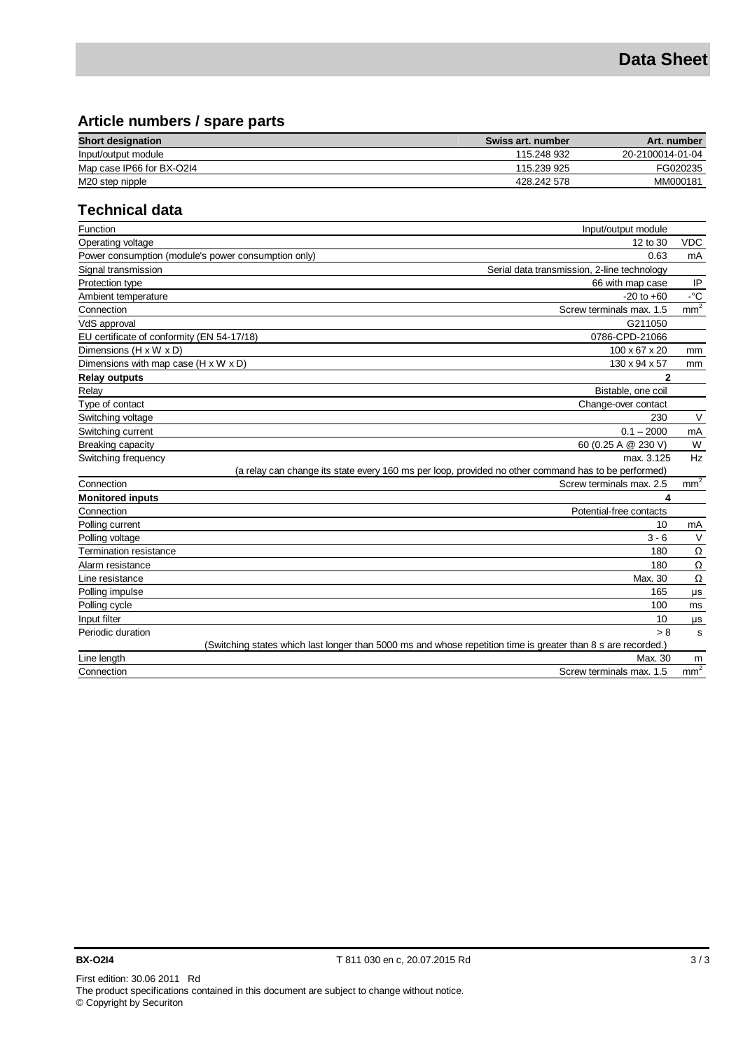## Article numbers / spare parts

| Short designation | Swiss art. number | Art. number |
|---|---|---|
| Input/output module | 115.248 932 | 20-2100014-01-04 |
| Map case IP66 for BX-O2I4 | 115.239 925 | FG020235 |
| M20 step nipple | 428.242 578 | MM000181 |

## Technical data

| | | |
|---|---|---|
| Function | Input/output module | |
| Operating voltage | 12 to 30 | VDC |
| Power consumption (module's power consumption only) | 0.63 | mA |
| Signal transmission | Serial data transmission, 2-line technology | |
| Protection type | 66 with map case | IP |
| Ambient temperature | -20 to +60 | -°C |
| Connection | Screw terminals max. 1.5 | mm$^2$ |
| VdS approval | G211050 | |
| EU certificate of conformity (EN 54-17/18) | 0786-CPD-21066 | |
| Dimensions (H x W x D) | 100 x 67 x 20 | mm |
| Dimensions with map case (H x W x D) | 130 x 94 x 57 | mm |
| **Relay outputs** | **2** | |
| Relay | Bistable, one coil | |
| Type of contact | Change-over contact | |
| Switching voltage | 230 | V |
| Switching current | 0.1 – 2000 | mA |
| Breaking capacity | 60 (0.25 A @ 230 V) | W |
| Switching frequency | max. 3.125 | Hz |
| (a relay can change its state every 160 ms per loop, provided no other command has to be performed) | | |
| Connection | Screw terminals max. 2.5 | mm$^2$ |
| **Monitored inputs** | **4** | |
| Connection | Potential-free contacts | |
| Polling current | 10 | mA |
| Polling voltage | 3 - 6 | V |
| Termination resistance | 180 | Ω |
| Alarm resistance | 180 | Ω |
| Line resistance | Max. 30 | Ω |
| Polling impulse | 165 | µs |
| Polling cycle | 100 | ms |
| Input filter | 10 | µs |
| Periodic duration | > 8 | s |
| (Switching states which last longer than 5000 ms and whose repetition time is greater than 8 s are recorded.) | | |
| Line length | Max. 30 | m |
| Connection | Screw terminals max. 1.5 | mm$^2$ |

BX-O2I4 T 811 030 en c, 20.07.2015 Rd

First edition: 30.06 2011 Rd
The product specifications contained in this document are subject to change without notice.
© Copyright by Securiton